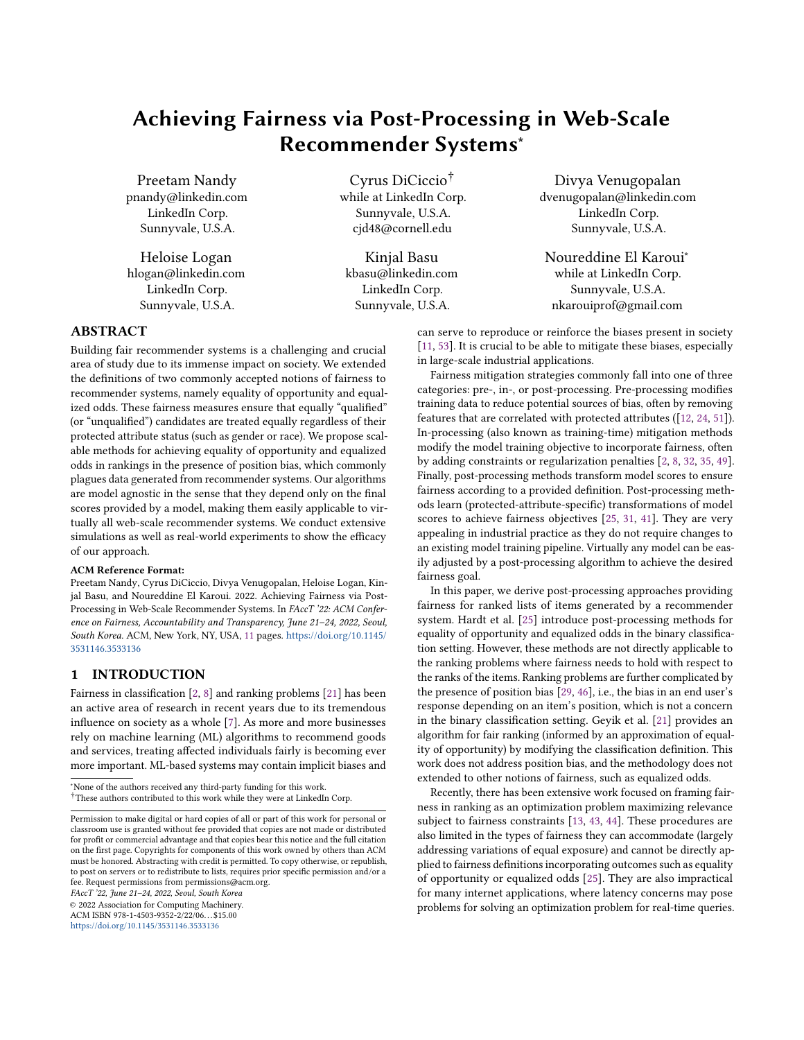# Achieving Fairness via Post-Processing in Web-Scale Recommender Systems*

Preetam Nandy
pnandy@linkedin.com
LinkedIn Corp.
Sunnyvale, U.S.A.

Cyrus DiCiccio†
while at LinkedIn Corp.
Sunnyvale, U.S.A.
cjd48@cornell.edu

Divya Venugopalan
dvenugopalan@linkedin.com
LinkedIn Corp.
Sunnyvale, U.S.A.

Heloise Logan
hlogan@linkedin.com
LinkedIn Corp.
Sunnyvale, U.S.A.

Kinjal Basu
kbasu@linkedin.com
LinkedIn Corp.
Sunnyvale, U.S.A.

Noureddine El Karoui*
while at LinkedIn Corp.
Sunnyvale, U.S.A.
nkarouiprof@gmail.com

## ABSTRACT

Building fair recommender systems is a challenging and crucial area of study due to its immense impact on society. We extended the definitions of two commonly accepted notions of fairness to recommender systems, namely equality of opportunity and equalized odds. These fairness measures ensure that equally "qualified" (or "unqualified") candidates are treated equally regardless of their protected attribute status (such as gender or race). We propose scalable methods for achieving equality of opportunity and equalized odds in rankings in the presence of position bias, which commonly plagues data generated from recommender systems. Our algorithms are model agnostic in the sense that they depend only on the final scores provided by a model, making them easily applicable to virtually all web-scale recommender systems. We conduct extensive simulations as well as real-world experiments to show the efficacy of our approach.

**ACM Reference Format:**
Preetam Nandy, Cyrus DiCiccio, Divya Venugopalan, Heloise Logan, Kinjal Basu, and Noureddine El Karoui. 2022. Achieving Fairness via Post-Processing in Web-Scale Recommender Systems. In *FAccT '22: ACM Conference on Fairness, Accountability and Transparency, June 21–24, 2022, Seoul, South Korea.* ACM, New York, NY, USA, 11 pages. https://doi.org/10.1145/3531146.3533136

## 1 INTRODUCTION

Fairness in classification [2, 8] and ranking problems [21] has been an active area of research in recent years due to its tremendous influence on society as a whole [7]. As more and more businesses rely on machine learning (ML) algorithms to recommend goods and services, treating affected individuals fairly is becoming ever more important. ML-based systems may contain implicit biases and can serve to reproduce or reinforce the biases present in society [11, 53]. It is crucial to be able to mitigate these biases, especially in large-scale industrial applications.

Fairness mitigation strategies commonly fall into one of three categories: pre-, in-, or post-processing. Pre-processing modifies training data to reduce potential sources of bias, often by removing features that are correlated with protected attributes ([12, 24, 51]). In-processing (also known as training-time) mitigation methods modify the model training objective to incorporate fairness, often by adding constraints or regularization penalties [2, 8, 32, 35, 49]. Finally, post-processing methods transform model scores to ensure fairness according to a provided definition. Post-processing methods learn (protected-attribute-specific) transformations of model scores to achieve fairness objectives [25, 31, 41]. They are very appealing in industrial practice as they do not require changes to an existing model training pipeline. Virtually any model can be easily adjusted by a post-processing algorithm to achieve the desired fairness goal.

In this paper, we derive post-processing approaches providing fairness for ranked lists of items generated by a recommender system. Hardt et al. [25] introduce post-processing methods for equality of opportunity and equalized odds in the binary classification setting. However, these methods are not directly applicable to the ranking problems where fairness needs to hold with respect to the ranks of the items. Ranking problems are further complicated by the presence of position bias [29, 46], i.e., the bias in an end user's response depending on an item's position, which is not a concern in the binary classification setting. Geyik et al. [21] provides an algorithm for fair ranking (informed by an approximation of equality of opportunity) by modifying the classification definition. This work does not address position bias, and the methodology does not extended to other notions of fairness, such as equalized odds.

Recently, there has been extensive work focused on framing fairness in ranking as an optimization problem maximizing relevance subject to fairness constraints [13, 43, 44]. These procedures are also limited in the types of fairness they can accommodate (largely addressing variations of equal exposure) and cannot be directly applied to fairness definitions incorporating outcomes such as equality of opportunity or equalized odds [25]. They are also impractical for many internet applications, where latency concerns may pose problems for solving an optimization problem for real-time queries.

*None of the authors received any third-party funding for this work.
†These authors contributed to this work while they were at LinkedIn Corp.

Permission to make digital or hard copies of all or part of this work for personal or classroom use is granted without fee provided that copies are not made or distributed for profit or commercial advantage and that copies bear this notice and the full citation on the first page. Copyrights for components of this work owned by others than ACM must be honored. Abstracting with credit is permitted. To copy otherwise, or republish, to post on servers or to redistribute to lists, requires prior specific permission and/or a fee. Request permissions from permissions@acm.org.
*FAccT '22, June 21–24, 2022, Seoul, South Korea*
© 2022 Association for Computing Machinery.
ACM ISBN 978-1-4503-9352-2/22/06…$15.00
https://doi.org/10.1145/3531146.3533136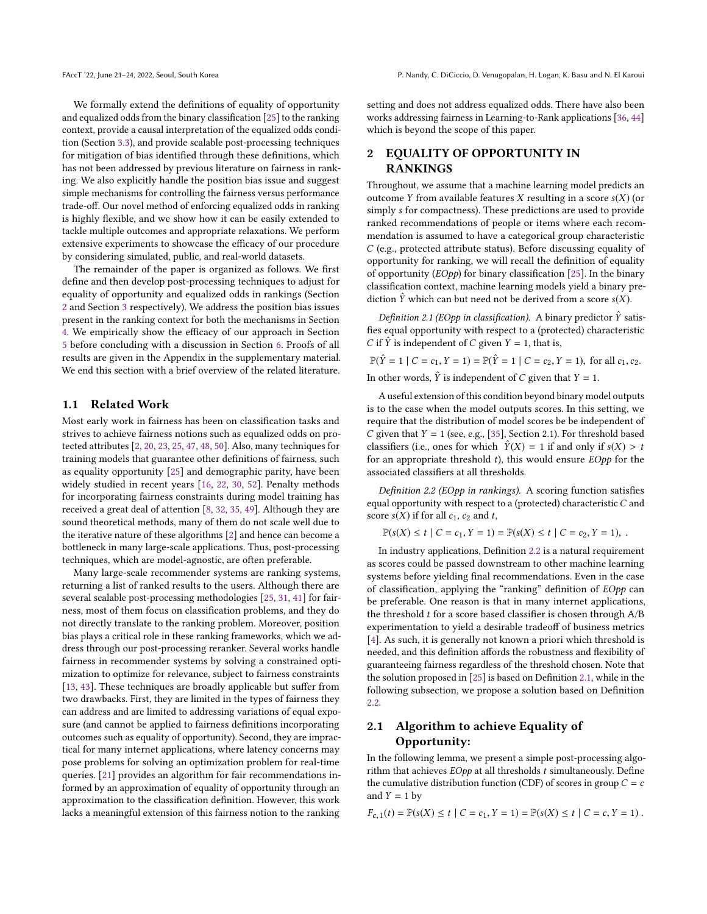We formally extend the definitions of equality of opportunity and equalized odds from the binary classification [25] to the ranking context, provide a causal interpretation of the equalized odds condition (Section 3.3), and provide scalable post-processing techniques for mitigation of bias identified through these definitions, which has not been addressed by previous literature on fairness in ranking. We also explicitly handle the position bias issue and suggest simple mechanisms for controlling the fairness versus performance trade-off. Our novel method of enforcing equalized odds in ranking is highly flexible, and we show how it can be easily extended to tackle multiple outcomes and appropriate relaxations. We perform extensive experiments to showcase the efficacy of our procedure by considering simulated, public, and real-world datasets.

The remainder of the paper is organized as follows. We first define and then develop post-processing techniques to adjust for equality of opportunity and equalized odds in rankings (Section 2 and Section 3 respectively). We address the position bias issues present in the ranking context for both the mechanisms in Section 4. We empirically show the efficacy of our approach in Section 5 before concluding with a discussion in Section 6. Proofs of all results are given in the Appendix in the supplementary material. We end this section with a brief overview of the related literature.

## 1.1 Related Work

Most early work in fairness has been on classification tasks and strives to achieve fairness notions such as equalized odds on protected attributes [2, 20, 23, 25, 47, 48, 50]. Also, many techniques for training models that guarantee other definitions of fairness, such as equality opportunity [25] and demographic parity, have been widely studied in recent years [16, 22, 30, 52]. Penalty methods for incorporating fairness constraints during model training has received a great deal of attention [8, 32, 35, 49]. Although they are sound theoretical methods, many of them do not scale well due to the iterative nature of these algorithms [2] and hence can become a bottleneck in many large-scale applications. Thus, post-processing techniques, which are model-agnostic, are often preferable.

Many large-scale recommender systems are ranking systems, returning a list of ranked results to the users. Although there are several scalable post-processing methodologies [25, 31, 41] for fairness, most of them focus on classification problems, and they do not directly translate to the ranking problem. Moreover, position bias plays a critical role in these ranking frameworks, which we address through our post-processing reranker. Several works handle fairness in recommender systems by solving a constrained optimization to optimize for relevance, subject to fairness constraints [13, 43]. These techniques are broadly applicable but suffer from two drawbacks. First, they are limited in the types of fairness they can address and are limited to addressing variations of equal exposure (and cannot be applied to fairness definitions incorporating outcomes such as equality of opportunity). Second, they are impractical for many internet applications, where latency concerns may pose problems for solving an optimization problem for real-time queries. [21] provides an algorithm for fair recommendations informed by an approximation of equality of opportunity through an approximation to the classification definition. However, this work lacks a meaningful extension of this fairness notion to the ranking setting and does not address equalized odds. There have also been works addressing fairness in Learning-to-Rank applications [36, 44] which is beyond the scope of this paper.

# 2 EQUALITY OF OPPORTUNITY IN RANKINGS

Throughout, we assume that a machine learning model predicts an outcome $Y$ from available features $X$ resulting in a score $s(X)$ (or simply $s$ for compactness). These predictions are used to provide ranked recommendations of people or items where each recommendation is assumed to have a categorical group characteristic $C$ (e.g., protected attribute status). Before discussing equality of opportunity for ranking, we will recall the definition of equality of opportunity (*EOpp*) for binary classification [25]. In the binary classification context, machine learning models yield a binary prediction $\hat{Y}$ which can but need not be derived from a score $s(X)$.

*Definition 2.1 (EOpp in classification).* A binary predictor $\hat{Y}$ satisfies equal opportunity with respect to a (protected) characteristic $C$ if $\hat{Y}$ is independent of $C$ given $Y = 1$, that is,

$$\mathbb{P}(\hat{Y} = 1 \mid C = c_1, Y = 1) = \mathbb{P}(\hat{Y} = 1 \mid C = c_2, Y = 1), \text{ for all } c_1, c_2.$$

In other words, $\hat{Y}$ is independent of $C$ given that $Y = 1$.

A useful extension of this condition beyond binary model outputs is to the case when the model outputs scores. In this setting, we require that the distribution of model scores be be independent of $C$ given that $Y = 1$ (see, e.g., [35], Section 2.1). For threshold based classifiers (i.e., ones for which $\hat{Y}(X) = 1$ if and only if $s(X) > t$ for an appropriate threshold $t$), this would ensure *EOpp* for the associated classifiers at all thresholds.

*Definition 2.2 (EOpp in rankings).* A scoring function satisfies equal opportunity with respect to a (protected) characteristic $C$ and score $s(X)$ if for all $c_1$, $c_2$ and $t$,

$$\mathbb{P}(s(X) \leq t \mid C = c_1, Y = 1) = \mathbb{P}(s(X) \leq t \mid C = c_2, Y = 1), \;.$$

In industry applications, Definition 2.2 is a natural requirement as scores could be passed downstream to other machine learning systems before yielding final recommendations. Even in the case of classification, applying the "ranking" definition of *EOpp* can be preferable. One reason is that in many internet applications, the threshold $t$ for a score based classifier is chosen through A/B experimentation to yield a desirable tradeoff of business metrics [4]. As such, it is generally not known a priori which threshold is needed, and this definition affords the robustness and flexibility of guaranteeing fairness regardless of the threshold chosen. Note that the solution proposed in [25] is based on Definition 2.1, while in the following subsection, we propose a solution based on Definition 2.2.

## 2.1 Algorithm to achieve Equality of Opportunity:

In the following lemma, we present a simple post-processing algorithm that achieves *EOpp* at all thresholds $t$ simultaneously. Define the cumulative distribution function (CDF) of scores in group $C = c$ and $Y = 1$ by

$$F_{c,1}(t) = \mathbb{P}(s(X) \leq t \mid C = c_1, Y = 1) = \mathbb{P}(s(X) \leq t \mid C = c, Y = 1)\,.$$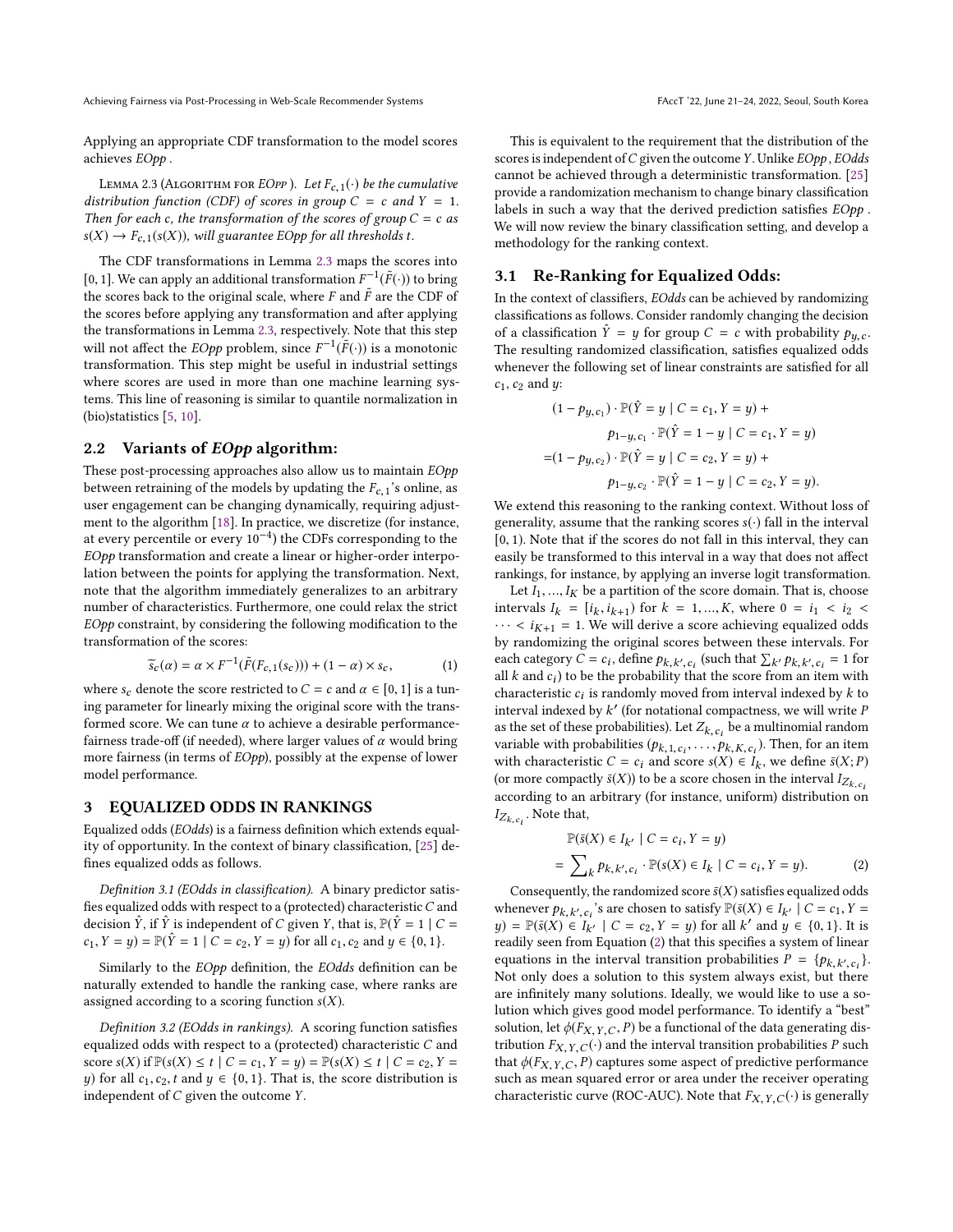Applying an appropriate CDF transformation to the model scores achieves *EOpp*.

Lemma 2.3 (Algorithm for *EOpp*). *Let $F_{c,1}(\cdot)$ be the cumulative distribution function (CDF) of scores in group $C = c$ and $Y = 1$. Then for each $c$, the transformation of the scores of group $C = c$ as $s(X) \to F_{c,1}(s(X))$, will guarantee EOpp for all thresholds $t$.*

The CDF transformations in Lemma 2.3 maps the scores into $[0, 1]$. We can apply an additional transformation $F^{-1}(\tilde{F}(\cdot))$ to bring the scores back to the original scale, where $F$ and $\tilde{F}$ are the CDF of the scores before applying any transformation and after applying the transformations in Lemma 2.3, respectively. Note that this step will not affect the *EOpp* problem, since $F^{-1}(\tilde{F}(\cdot))$ is a monotonic transformation. This step might be useful in industrial settings where scores are used in more than one machine learning systems. This line of reasoning is similar to quantile normalization in (bio)statistics [5, 10].

## 2.2 Variants of *EOpp* algorithm:

These post-processing approaches also allow us to maintain *EOpp* between retraining of the models by updating the $F_{c,1}$'s online, as user engagement can be changing dynamically, requiring adjustment to the algorithm [18]. In practice, we discretize (for instance, at every percentile or every $10^{-4}$) the CDFs corresponding to the *EOpp* transformation and create a linear or higher-order interpolation between the points for applying the transformation. Next, note that the algorithm immediately generalizes to an arbitrary number of characteristics. Furthermore, one could relax the strict *EOpp* constraint, by considering the following modification to the transformation of the scores:

$$\widetilde{s_c}(\alpha) = \alpha \times F^{-1}(\tilde{F}(F_{c,1}(s_c))) + (1 - \alpha) \times s_c, \tag{1}$$

where $s_c$ denote the score restricted to $C = c$ and $\alpha \in [0, 1]$ is a tuning parameter for linearly mixing the original score with the transformed score. We can tune $\alpha$ to achieve a desirable performance-fairness trade-off (if needed), where larger values of $\alpha$ would bring more fairness (in terms of *EOpp*), possibly at the expense of lower model performance.

# 3 EQUALIZED ODDS IN RANKINGS

Equalized odds (*EOdds*) is a fairness definition which extends equality of opportunity. In the context of binary classification, [25] defines equalized odds as follows.

*Definition 3.1 (EOdds in classification).* A binary predictor satisfies equalized odds with respect to a (protected) characteristic $C$ and decision $\hat{Y}$, if $\hat{Y}$ is independent of $C$ given $Y$, that is, $\mathbb{P}(\hat{Y} = 1 \mid C = c_1, Y = y) = \mathbb{P}(\hat{Y} = 1 \mid C = c_2, Y = y)$ for all $c_1, c_2$ and $y \in \{0, 1\}$.

Similarly to the *EOpp* definition, the *EOdds* definition can be naturally extended to handle the ranking case, where ranks are assigned according to a scoring function $s(X)$.

*Definition 3.2 (EOdds in rankings).* A scoring function satisfies equalized odds with respect to a (protected) characteristic $C$ and score $s(X)$ if $\mathbb{P}(s(X) \leq t \mid C = c_1, Y = y) = \mathbb{P}(s(X) \leq t \mid C = c_2, Y = y)$ for all $c_1, c_2, t$ and $y \in \{0, 1\}$. That is, the score distribution is independent of $C$ given the outcome $Y$.

This is equivalent to the requirement that the distribution of the scores is independent of $C$ given the outcome $Y$. Unlike *EOpp*, *EOdds* cannot be achieved through a deterministic transformation. [25] provide a randomization mechanism to change binary classification labels in such a way that the derived prediction satisfies *EOpp*. We will now review the binary classification setting, and develop a methodology for the ranking context.

## 3.1 Re-Ranking for Equalized Odds:

In the context of classifiers, *EOdds* can be achieved by randomizing classifications as follows. Consider randomly changing the decision of a classification $\hat{Y} = y$ for group $C = c$ with probability $p_{y,c}$. The resulting randomized classification, satisfies equalized odds whenever the following set of linear constraints are satisfied for all $c_1$, $c_2$ and $y$:

$$\begin{aligned}
&(1 - p_{y,c_1}) \cdot \mathbb{P}(\hat{Y} = y \mid C = c_1, Y = y) + \\
&\qquad p_{1-y,c_1} \cdot \mathbb{P}(\hat{Y} = 1 - y \mid C = c_1, Y = y) \\
=&(1 - p_{y,c_2}) \cdot \mathbb{P}(\hat{Y} = y \mid C = c_2, Y = y) + \\
&\qquad p_{1-y,c_2} \cdot \mathbb{P}(\hat{Y} = 1 - y \mid C = c_2, Y = y).
\end{aligned}$$

We extend this reasoning to the ranking context. Without loss of generality, assume that the ranking scores $s(\cdot)$ fall in the interval $[0, 1)$. Note that if the scores do not fall in this interval, they can easily be transformed to this interval in a way that does not affect rankings, for instance, by applying an inverse logit transformation.

Let $I_1, ..., I_K$ be a partition of the score domain. That is, choose intervals $I_k = [i_k, i_{k+1})$ for $k = 1, ..., K$, where $0 = i_1 < i_2 < \cdots < i_{K+1} = 1$. We will derive a score achieving equalized odds by randomizing the original scores between these intervals. For each category $C = c_i$, define $p_{k,k',c_i}$ (such that $\sum_{k'} p_{k,k',c_i} = 1$ for all $k$ and $c_i$) to be the probability that the score from an item with characteristic $c_i$ is randomly moved from interval indexed by $k$ to interval indexed by $k'$ (for notational compactness, we will write $P$ as the set of these probabilities). Let $Z_{k,c_i}$ be a multinomial random variable with probabilities $(p_{k,1,c_i}, \ldots, p_{k,K,c_i})$. Then, for an item with characteristic $C = c_i$ and score $s(X) \in I_k$, we define $\bar{s}(X; P)$ (or more compactly $\bar{s}(X)$) to be a score chosen in the interval $I_{Z_{k,c_i}}$ according to an arbitrary (for instance, uniform) distribution on $I_{Z_{k,c_i}}$. Note that,

$$\begin{aligned}
&\mathbb{P}(\bar{s}(X) \in I_{k'} \mid C = c_i, Y = y) \\
&= \sum\nolimits_k p_{k,k',c_i} \cdot \mathbb{P}(s(X) \in I_k \mid C = c_i, Y = y).
\end{aligned} \tag{2}$$

Consequently, the randomized score $\bar{s}(X)$ satisfies equalized odds whenever $p_{k,k',c_i}$'s are chosen to satisfy $\mathbb{P}(\bar{s}(X) \in I_{k'} \mid C = c_1, Y = y) = \mathbb{P}(\bar{s}(X) \in I_{k'} \mid C = c_2, Y = y)$ for all $k'$ and $y \in \{0, 1\}$. It is readily seen from Equation (2) that this specifies a system of linear equations in the interval transition probabilities $P = \{p_{k,k',c_i}\}$. Not only does a solution to this system always exist, but there are infinitely many solutions. Ideally, we would like to use a solution which gives good model performance. To identify a "best" solution, let $\phi(F_{X,Y,C}, P)$ be a functional of the data generating distribution $F_{X,Y,C}(\cdot)$ and the interval transition probabilities $P$ such that $\phi(F_{X,Y,C}, P)$ captures some aspect of predictive performance such as mean squared error or area under the receiver operating characteristic curve (ROC-AUC). Note that $F_{X,Y,C}(\cdot)$ is generally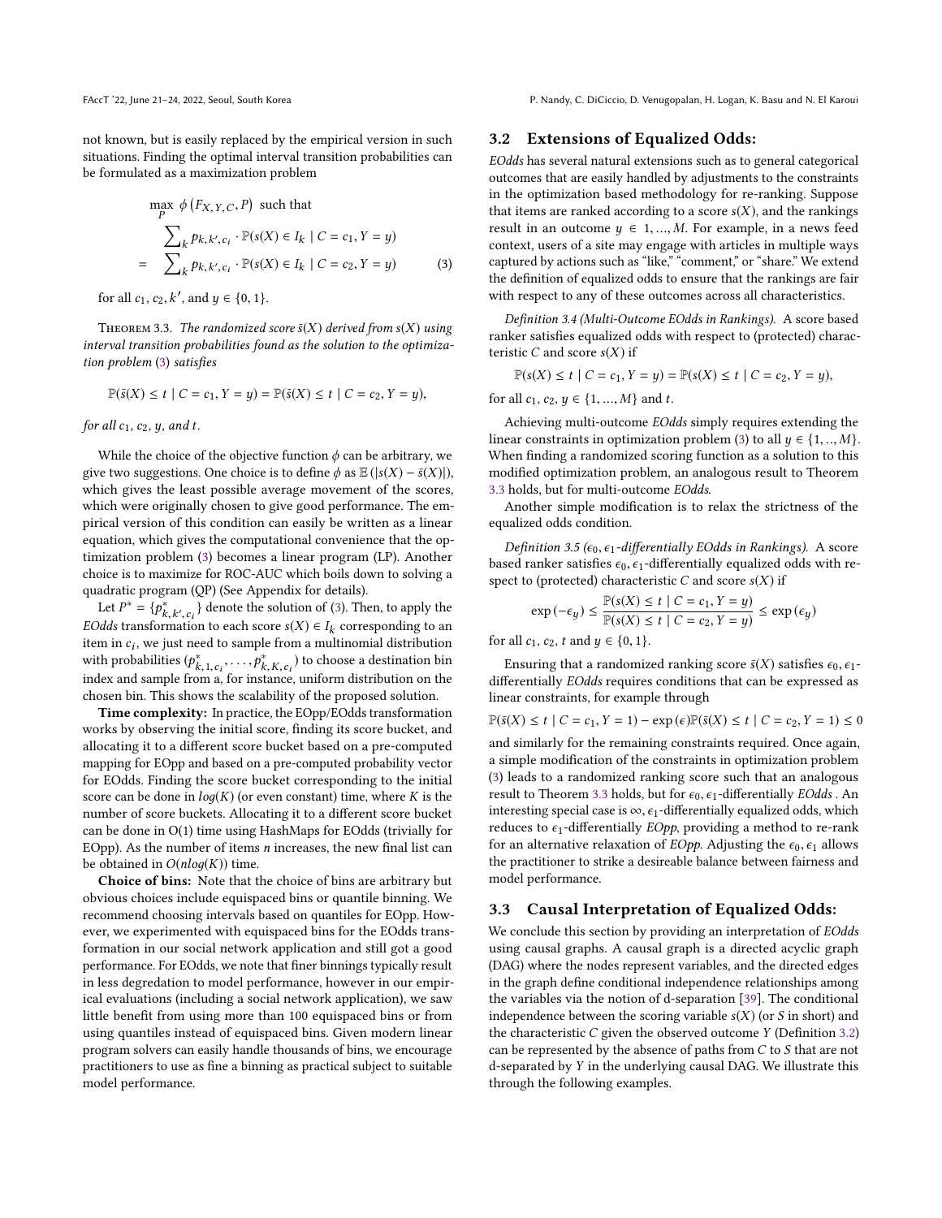not known, but is easily replaced by the empirical version in such situations. Finding the optimal interval transition probabilities can be formulated as a maximization problem

$$\max_{P} \ \phi\left(F_{X,Y,C}, P\right) \ \text{ such that}$$
$$\sum_k p_{k,k',c_i} \cdot \mathbb{P}(s(X) \in I_k \mid C = c_1, Y = y)$$
$$= \ \sum_k p_{k,k',c_i} \cdot \mathbb{P}(s(X) \in I_k \mid C = c_2, Y = y) \qquad (3)$$

for all $c_1$, $c_2$, $k'$, and $y \in \{0, 1\}$.

Theorem 3.3. *The randomized score $\tilde{s}(X)$ derived from $s(X)$ using interval transition probabilities found as the solution to the optimization problem (3) satisfies*

$$\mathbb{P}(\tilde{s}(X) \leq t \mid C = c_1, Y = y) = \mathbb{P}(\tilde{s}(X) \leq t \mid C = c_2, Y = y),$$

*for all $c_1$, $c_2$, $y$, and $t$.*

While the choice of the objective function $\phi$ can be arbitrary, we give two suggestions. One choice is to define $\phi$ as $\mathbb{E}\left(|s(X) - \tilde{s}(X)|\right)$, which gives the least possible average movement of the scores, which were originally chosen to give good performance. The empirical version of this condition can easily be written as a linear equation, which gives the computational convenience that the optimization problem (3) becomes a linear program (LP). Another choice is to maximize for ROC-AUC which boils down to solving a quadratic program (QP) (See Appendix for details).

Let $P^* = \{p^*_{k,k',c_i}\}$ denote the solution of (3). Then, to apply the *EOdds* transformation to each score $s(X) \in I_k$ corresponding to an item in $c_i$, we just need to sample from a multinomial distribution with probabilities $(p^*_{k,1,c_i}, \ldots, p^*_{k,K,c_i})$ to choose a destination bin index and sample from a, for instance, uniform distribution on the chosen bin. This shows the scalability of the proposed solution.

**Time complexity:** In practice, the EOpp/EOdds transformation works by observing the initial score, finding its score bucket, and allocating it to a different score bucket based on a pre-computed mapping for EOpp and based on a pre-computed probability vector for EOdds. Finding the score bucket corresponding to the initial score can be done in $log(K)$ (or even constant) time, where $K$ is the number of score buckets. Allocating it to a different score bucket can be done in O(1) time using HashMaps for EOdds (trivially for EOpp). As the number of items $n$ increases, the new final list can be obtained in $O(nlog(K))$ time.

**Choice of bins:** Note that the choice of bins are arbitrary but obvious choices include equispaced bins or quantile binning. We recommend choosing intervals based on quantiles for EOpp. However, we experimented with equispaced bins for the EOdds transformation in our social network application and still got a good performance. For EOdds, we note that finer binnings typically result in less degredation to model performance, however in our empirical evaluations (including a social network application), we saw little benefit from using more than 100 equispaced bins or from using quantiles instead of equispaced bins. Given modern linear program solvers can easily handle thousands of bins, we encourage practitioners to use as fine a binning as practical subject to suitable model performance.

## 3.2 Extensions of Equalized Odds:

*EOdds* has several natural extensions such as to general categorical outcomes that are easily handled by adjustments to the constraints in the optimization based methodology for re-ranking. Suppose that items are ranked according to a score $s(X)$, and the rankings result in an outcome $y \in 1, \ldots, M$. For example, in a news feed context, users of a site may engage with articles in multiple ways captured by actions such as "like," "comment," or "share." We extend the definition of equalized odds to ensure that the rankings are fair with respect to any of these outcomes across all characteristics.

*Definition 3.4 (Multi-Outcome EOdds in Rankings).* A score based ranker satisfies equalized odds with respect to (protected) characteristic $C$ and score $s(X)$ if

$$\mathbb{P}(s(X) \leq t \mid C = c_1, Y = y) = \mathbb{P}(s(X) \leq t \mid C = c_2, Y = y),$$

for all $c_1$, $c_2$, $y \in \{1, \ldots, M\}$ and $t$.

Achieving multi-outcome *EOdds* simply requires extending the linear constraints in optimization problem (3) to all $y \in \{1, .., M\}$. When finding a randomized scoring function as a solution to this modified optimization problem, an analogous result to Theorem 3.3 holds, but for multi-outcome *EOdds*.

Another simple modification is to relax the strictness of the equalized odds condition.

*Definition 3.5 ($\epsilon_0, \epsilon_1$-differentially EOdds in Rankings).* A score based ranker satisfies $\epsilon_0, \epsilon_1$-differentially equalized odds with respect to (protected) characteristic $C$ and score $s(X)$ if

$$\exp\left(-\epsilon_y\right) \leq \frac{\mathbb{P}(s(X) \leq t \mid C = c_1, Y = y)}{\mathbb{P}(s(X) \leq t \mid C = c_2, Y = y)} \leq \exp\left(\epsilon_y\right)$$

for all $c_1$, $c_2$, $t$ and $y \in \{0, 1\}$.

Ensuring that a randomized ranking score $\tilde{s}(X)$ satisfies $\epsilon_0, \epsilon_1$-differentially *EOdds* requires conditions that can be expressed as linear constraints, for example through

$$\mathbb{P}(\tilde{s}(X) \leq t \mid C = c_1, Y = 1) - \exp\left(\epsilon\right)\mathbb{P}(\tilde{s}(X) \leq t \mid C = c_2, Y = 1) \leq 0$$

and similarly for the remaining constraints required. Once again, a simple modification of the constraints in optimization problem (3) leads to a randomized ranking score such that an analogous result to Theorem 3.3 holds, but for $\epsilon_0, \epsilon_1$-differentially *EOdds* . An interesting special case is $\infty, \epsilon_1$-differentially equalized odds, which reduces to $\epsilon_1$-differentially *EOpp*, providing a method to re-rank for an alternative relaxation of *EOpp*. Adjusting the $\epsilon_0, \epsilon_1$ allows the practitioner to strike a desireable balance between fairness and model performance.

## 3.3 Causal Interpretation of Equalized Odds:

We conclude this section by providing an interpretation of *EOdds* using causal graphs. A causal graph is a directed acyclic graph (DAG) where the nodes represent variables, and the directed edges in the graph define conditional independence relationships among the variables via the notion of d-separation [39]. The conditional independence between the scoring variable $s(X)$ (or $S$ in short) and the characteristic $C$ given the observed outcome $Y$ (Definition 3.2) can be represented by the absence of paths from $C$ to $S$ that are not d-separated by $Y$ in the underlying causal DAG. We illustrate this through the following examples.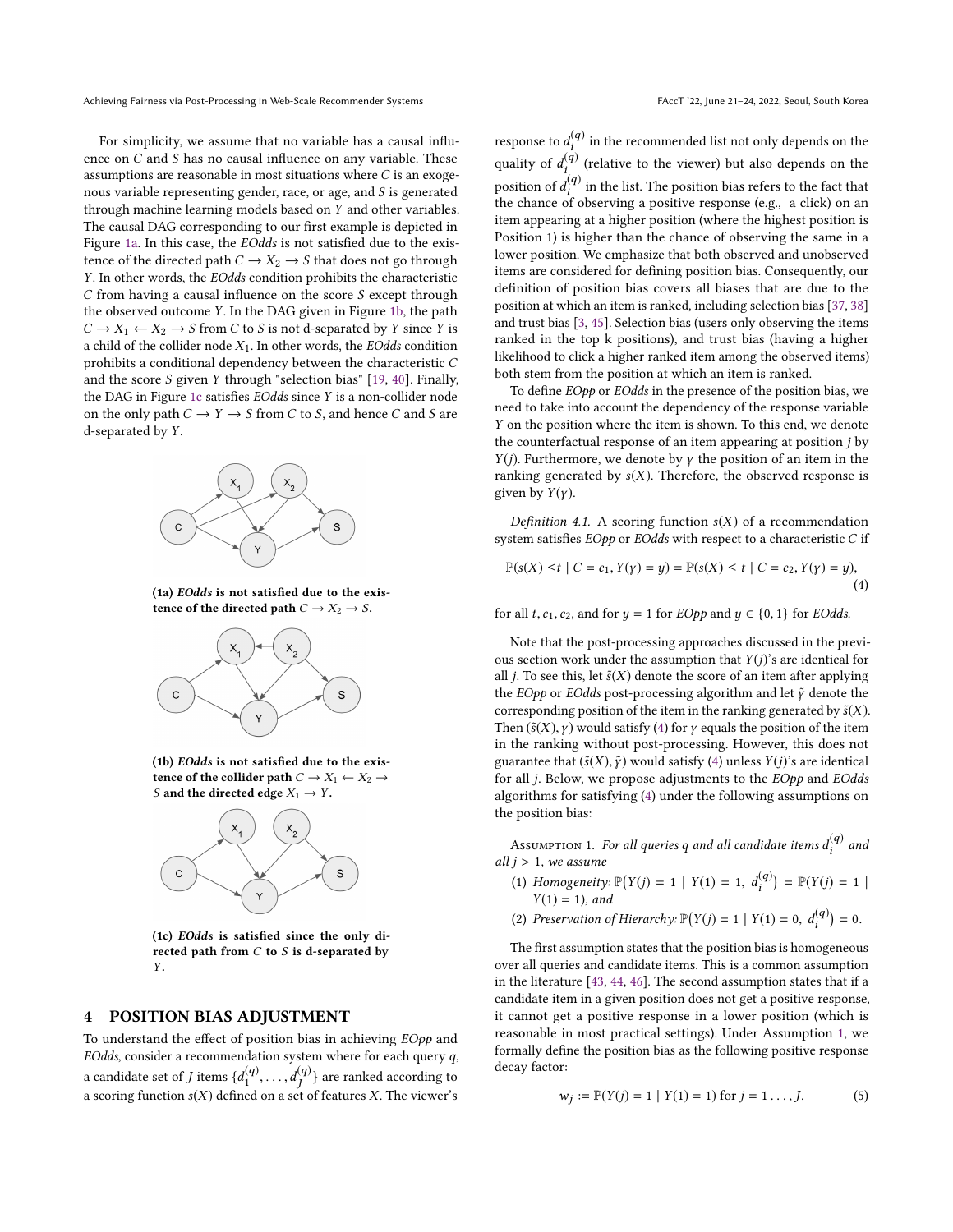For simplicity, we assume that no variable has a causal influence on $C$ and $S$ has no causal influence on any variable. These assumptions are reasonable in most situations where $C$ is an exogenous variable representing gender, race, or age, and $S$ is generated through machine learning models based on $Y$ and other variables. The causal DAG corresponding to our first example is depicted in Figure 1a. In this case, the *EOdds* is not satisfied due to the existence of the directed path $C \to X_2 \to S$ that does not go through $Y$. In other words, the *EOdds* condition prohibits the characteristic $C$ from having a causal influence on the score $S$ except through the observed outcome $Y$. In the DAG given in Figure 1b, the path $C \to X_1 \leftarrow X_2 \to S$ from $C$ to $S$ is not d-separated by $Y$ since $Y$ is a child of the collider node $X_1$. In other words, the *EOdds* condition prohibits a conditional dependency between the characteristic $C$ and the score $S$ given $Y$ through "selection bias" [19, 40]. Finally, the DAG in Figure 1c satisfies *EOdds* since $Y$ is a non-collider node on the only path $C \to Y \to S$ from $C$ to $S$, and hence $C$ and $S$ are d-separated by $Y$.

X1
X2
C
S
Y

**(1a) *EOdds* is not satisfied due to the existence of the directed path $C \to X_2 \to S$.**

X1
X2
C
S
Y

**(1b) *EOdds* is not satisfied due to the existence of the collider path $C \to X_1 \leftarrow X_2 \to S$ and the directed edge $X_1 \to Y$.**

X1
X2
C
S
Y

**(1c) *EOdds* is satisfied since the only directed path from $C$ to $S$ is d-separated by $Y$.**

## 4 POSITION BIAS ADJUSTMENT

To understand the effect of position bias in achieving *EOpp* and *EOdds*, consider a recommendation system where for each query $q$, a candidate set of $J$ items $\{d_1^{(q)}, \dots, d_J^{(q)}\}$ are ranked according to a scoring function $s(X)$ defined on a set of features $X$. The viewer's response to $d_i^{(q)}$ in the recommended list not only depends on the quality of $d_i^{(q)}$ (relative to the viewer) but also depends on the position of $d_i^{(q)}$ in the list. The position bias refers to the fact that the chance of observing a positive response (e.g., a click) on an item appearing at a higher position (where the highest position is Position 1) is higher than the chance of observing the same in a lower position. We emphasize that both observed and unobserved items are considered for defining position bias. Consequently, our definition of position bias covers all biases that are due to the position at which an item is ranked, including selection bias [37, 38] and trust bias [3, 45]. Selection bias (users only observing the items ranked in the top k positions), and trust bias (having a higher likelihood to click a higher ranked item among the observed items) both stem from the position at which an item is ranked.

To define *EOpp* or *EOdds* in the presence of the position bias, we need to take into account the dependency of the response variable $Y$ on the position where the item is shown. To this end, we denote the counterfactual response of an item appearing at position $j$ by $Y(j)$. Furthermore, we denote by $\gamma$ the position of an item in the ranking generated by $s(X)$. Therefore, the observed response is given by $Y(\gamma)$.

*Definition 4.1.* A scoring function $s(X)$ of a recommendation system satisfies *EOpp* or *EOdds* with respect to a characteristic $C$ if

$$\mathbb{P}(s(X) \le t \mid C = c_1, Y(\gamma) = y) = \mathbb{P}(s(X) \le t \mid C = c_2, Y(\gamma) = y), \tag{4}$$

for all $t, c_1, c_2$, and for $y = 1$ for *EOpp* and $y \in \{0, 1\}$ for *EOdds*.

Note that the post-processing approaches discussed in the previous section work under the assumption that $Y(j)$'s are identical for all $j$. To see this, let $\tilde{s}(X)$ denote the score of an item after applying the *EOpp* or *EOdds* post-processing algorithm and let $\tilde{\gamma}$ denote the corresponding position of the item in the ranking generated by $\tilde{s}(X)$. Then $(\tilde{s}(X), \gamma)$ would satisfy (4) for $\gamma$ equals the position of the item in the ranking without post-processing. However, this does not guarantee that $(\tilde{s}(X), \tilde{\gamma})$ would satisfy (4) unless $Y(j)$'s are identical for all $j$. Below, we propose adjustments to the *EOpp* and *EOdds* algorithms for satisfying (4) under the following assumptions on the position bias:

Assumption 1. *For all queries $q$ and all candidate items $d_i^{(q)}$ and all $j > 1$, we assume*

1. *Homogeneity:* $\mathbb{P}\big(Y(j) = 1 \mid Y(1) = 1,\ d_i^{(q)}\big) = \mathbb{P}(Y(j) = 1 \mid Y(1) = 1)$, *and*
2. *Preservation of Hierarchy:* $\mathbb{P}\big(Y(j) = 1 \mid Y(1) = 0,\ d_i^{(q)}\big) = 0$.

The first assumption states that the position bias is homogeneous over all queries and candidate items. This is a common assumption in the literature [43, 44, 46]. The second assumption states that if a candidate item in a given position does not get a positive response, it cannot get a positive response in a lower position (which is reasonable in most practical settings). Under Assumption 1, we formally define the position bias as the following positive response decay factor:

$$w_j := \mathbb{P}(Y(j) = 1 \mid Y(1) = 1) \text{ for } j = 1 \dots, J. \tag{5}$$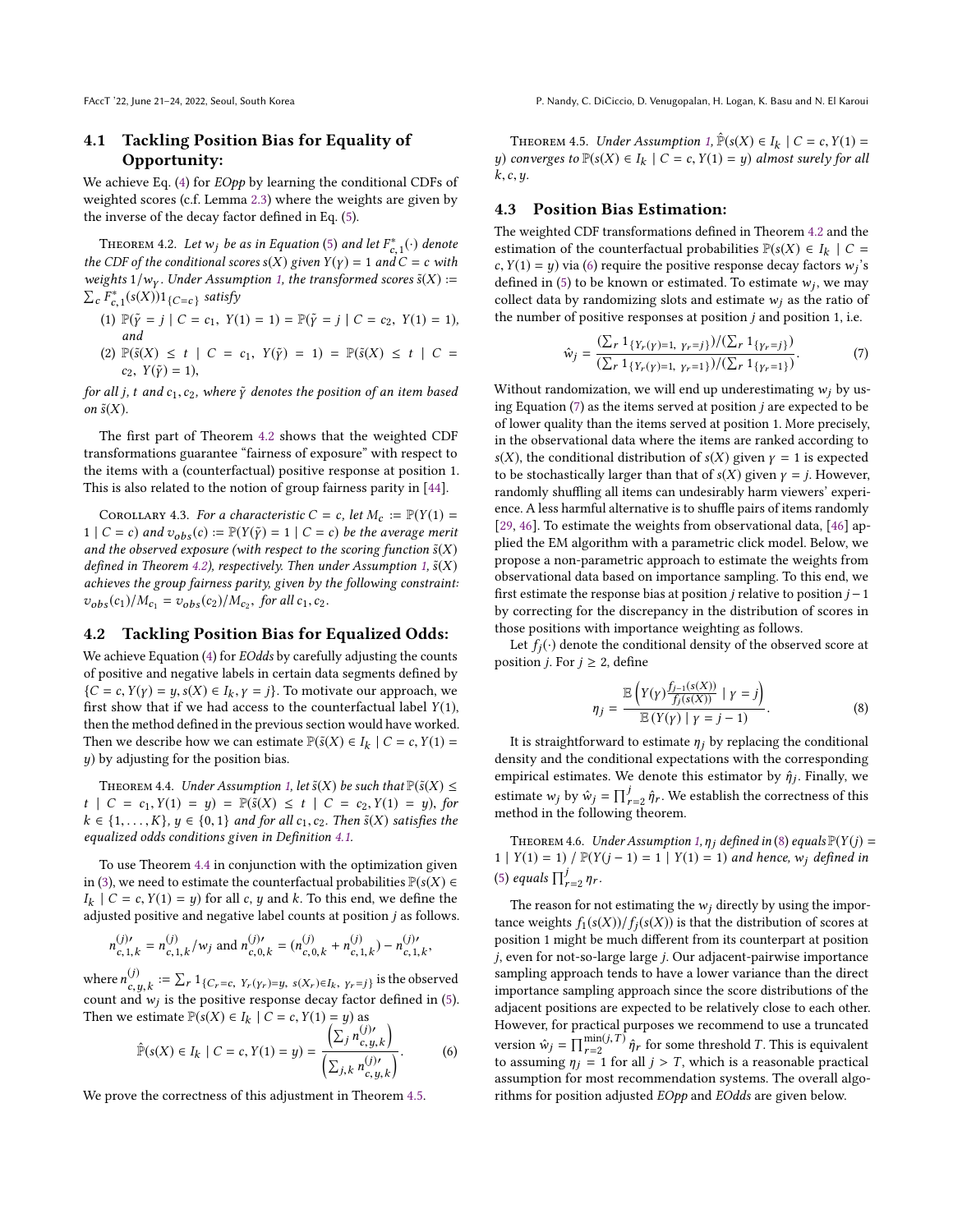## 4.1 Tackling Position Bias for Equality of Opportunity:

We achieve Eq. (4) for *EOpp* by learning the conditional CDFs of weighted scores (c.f. Lemma 2.3) where the weights are given by the inverse of the decay factor defined in Eq. (5).

Theorem 4.2. *Let $w_j$ be as in Equation (5) and let $F^*_{c,1}(\cdot)$ denote the CDF of the conditional scores $s(X)$ given $Y(\gamma) = 1$ and $C = c$ with weights $1/w_\gamma$. Under Assumption 1, the transformed scores $\tilde{s}(X) := \sum_c F^*_{c,1}(s(X)) 1_{\{C=c\}}$ satisfy*

1. *$\mathbb{P}(\tilde{\gamma} = j \mid C = c_1,\ Y(1) = 1) = \mathbb{P}(\tilde{\gamma} = j \mid C = c_2,\ Y(1) = 1)$, and*
2. *$\mathbb{P}(\tilde{s}(X) \le t \mid C = c_1,\ Y(\tilde{\gamma}) = 1) = \mathbb{P}(\tilde{s}(X) \le t \mid C = c_2,\ Y(\tilde{\gamma}) = 1)$,*

*for all $j$, $t$ and $c_1, c_2$, where $\tilde{\gamma}$ denotes the position of an item based on $\tilde{s}(X)$.*

The first part of Theorem 4.2 shows that the weighted CDF transformations guarantee "fairness of exposure" with respect to the items with a (counterfactual) positive response at position 1. This is also related to the notion of group fairness parity in [44].

Corollary 4.3. *For a characteristic $C = c$, let $M_c := \mathbb{P}(Y(1) = 1 \mid C = c)$ and $v_{obs}(c) := \mathbb{P}(Y(\tilde{\gamma}) = 1 \mid C = c)$ be the average merit and the observed exposure (with respect to the scoring function $\tilde{s}(X)$ defined in Theorem 4.2), respectively. Then under Assumption 1, $\tilde{s}(X)$ achieves the group fairness parity, given by the following constraint: $v_{obs}(c_1)/M_{c_1} = v_{obs}(c_2)/M_{c_2}$, for all $c_1, c_2$.*

## 4.2 Tackling Position Bias for Equalized Odds:

We achieve Equation (4) for *EOdds* by carefully adjusting the counts of positive and negative labels in certain data segments defined by $\{C = c, Y(\gamma) = y, s(X) \in I_k, \gamma = j\}$. To motivate our approach, we first show that if we had access to the counterfactual label $Y(1)$, then the method defined in the previous section would have worked. Then we describe how we can estimate $\mathbb{P}(\tilde{s}(X) \in I_k \mid C = c, Y(1) = y)$ by adjusting for the position bias.

Theorem 4.4. *Under Assumption 1, let $\tilde{s}(X)$ be such that $\mathbb{P}(\tilde{s}(X) \le t \mid C = c_1, Y(1) = y) = \mathbb{P}(\tilde{s}(X) \le t \mid C = c_2, Y(1) = y)$, for $k \in \{1, \ldots, K\}$, $y \in \{0, 1\}$ and for all $c_1, c_2$. Then $\tilde{s}(X)$ satisfies the equalized odds conditions given in Definition 4.1.*

To use Theorem 4.4 in conjunction with the optimization given in (3), we need to estimate the counterfactual probabilities $\mathbb{P}(s(X) \in I_k \mid C = c, Y(1) = y)$ for all $c$, $y$ and $k$. To this end, we define the adjusted positive and negative label counts at position $j$ as follows.

$$n^{(j)\prime}_{c,1,k} = n^{(j)}_{c,1,k}/w_j \text{ and } n^{(j)\prime}_{c,0,k} = (n^{(j)}_{c,0,k} + n^{(j)}_{c,1,k}) - n^{(j)\prime}_{c,1,k},$$

where $n^{(j)}_{c,y,k} := \sum_r 1_{\{C_r = c,\ Y_r(\gamma_r) = y,\ s(X_r) \in I_k,\ \gamma_r = j\}}$ is the observed count and $w_j$ is the positive response decay factor defined in (5). Then we estimate $\mathbb{P}(s(X) \in I_k \mid C = c, Y(1) = y)$ as

$$\hat{\mathbb{P}}(s(X) \in I_k \mid C = c, Y(1) = y) = \frac{\left(\sum_j n^{(j)\prime}_{c,y,k}\right)}{\left(\sum_{j,k} n^{(j)\prime}_{c,y,k}\right)}. \tag{6}$$

We prove the correctness of this adjustment in Theorem 4.5.

Theorem 4.5. *Under Assumption 1, $\hat{\mathbb{P}}(s(X) \in I_k \mid C = c, Y(1) = y)$ converges to $\mathbb{P}(s(X) \in I_k \mid C = c, Y(1) = y)$ almost surely for all $k, c, y$.*

## 4.3 Position Bias Estimation:

The weighted CDF transformations defined in Theorem 4.2 and the estimation of the counterfactual probabilities $\mathbb{P}(s(X) \in I_k \mid C = c, Y(1) = y)$ via (6) require the positive response decay factors $w_j$'s defined in (5) to be known or estimated. To estimate $w_j$, we may collect data by randomizing slots and estimate $w_j$ as the ratio of the number of positive responses at position $j$ and position 1, i.e.

$$\hat{w}_j = \frac{(\sum_r 1_{\{Y_r(\gamma)=1,\ \gamma_r=j\}})/(\sum_r 1_{\{\gamma_r=j\}})}{(\sum_r 1_{\{Y_r(\gamma)=1,\ \gamma_r=1\}})/(\sum_r 1_{\{\gamma_r=1\}})}. \tag{7}$$

Without randomization, we will end up underestimating $w_j$ by using Equation (7) as the items served at position $j$ are expected to be of lower quality than the items served at position 1. More precisely, in the observational data where the items are ranked according to $s(X)$, the conditional distribution of $s(X)$ given $\gamma = 1$ is expected to be stochastically larger than that of $s(X)$ given $\gamma = j$. However, randomly shuffling all items can undesirably harm viewers' experience. A less harmful alternative is to shuffle pairs of items randomly [29, 46]. To estimate the weights from observational data, [46] applied the EM algorithm with a parametric click model. Below, we propose a non-parametric approach to estimate the weights from observational data based on importance sampling. To this end, we first estimate the response bias at position $j$ relative to position $j-1$ by correcting for the discrepancy in the distribution of scores in those positions with importance weighting as follows.

Let $f_j(\cdot)$ denote the conditional density of the observed score at position $j$. For $j \ge 2$, define

$$\eta_j = \frac{\mathbb{E}\left(Y(\gamma)\frac{f_{j-1}(s(X))}{f_j(s(X))} \mid \gamma = j\right)}{\mathbb{E}\left(Y(\gamma) \mid \gamma = j-1\right)}. \tag{8}$$

It is straightforward to estimate $\eta_j$ by replacing the conditional density and the conditional expectations with the corresponding empirical estimates. We denote this estimator by $\hat{\eta}_j$. Finally, we estimate $w_j$ by $\hat{w}_j = \prod_{r=2}^{j} \hat{\eta}_r$. We establish the correctness of this method in the following theorem.

Theorem 4.6. *Under Assumption 1, $\eta_j$ defined in (8) equals $\mathbb{P}(Y(j) = 1 \mid Y(1) = 1)$ / $\mathbb{P}(Y(j-1) = 1 \mid Y(1) = 1)$ and hence, $w_j$ defined in (5) equals $\prod_{r=2}^{j} \eta_r$.*

The reason for not estimating the $w_j$ directly by using the importance weights $f_1(s(X))/f_j(s(X))$ is that the distribution of scores at position 1 might be much different from its counterpart at position $j$, even for not-so-large large $j$. Our adjacent-pairwise importance sampling approach tends to have a lower variance than the direct importance sampling approach since the score distributions of the adjacent positions are expected to be relatively close to each other. However, for practical purposes we recommend to use a truncated version $\hat{w}_j = \prod_{r=2}^{\min(j,T)} \hat{\eta}_r$ for some threshold $T$. This is equivalent to assuming $\eta_j = 1$ for all $j > T$, which is a reasonable practical assumption for most recommendation systems. The overall algorithms for position adjusted *EOpp* and *EOdds* are given below.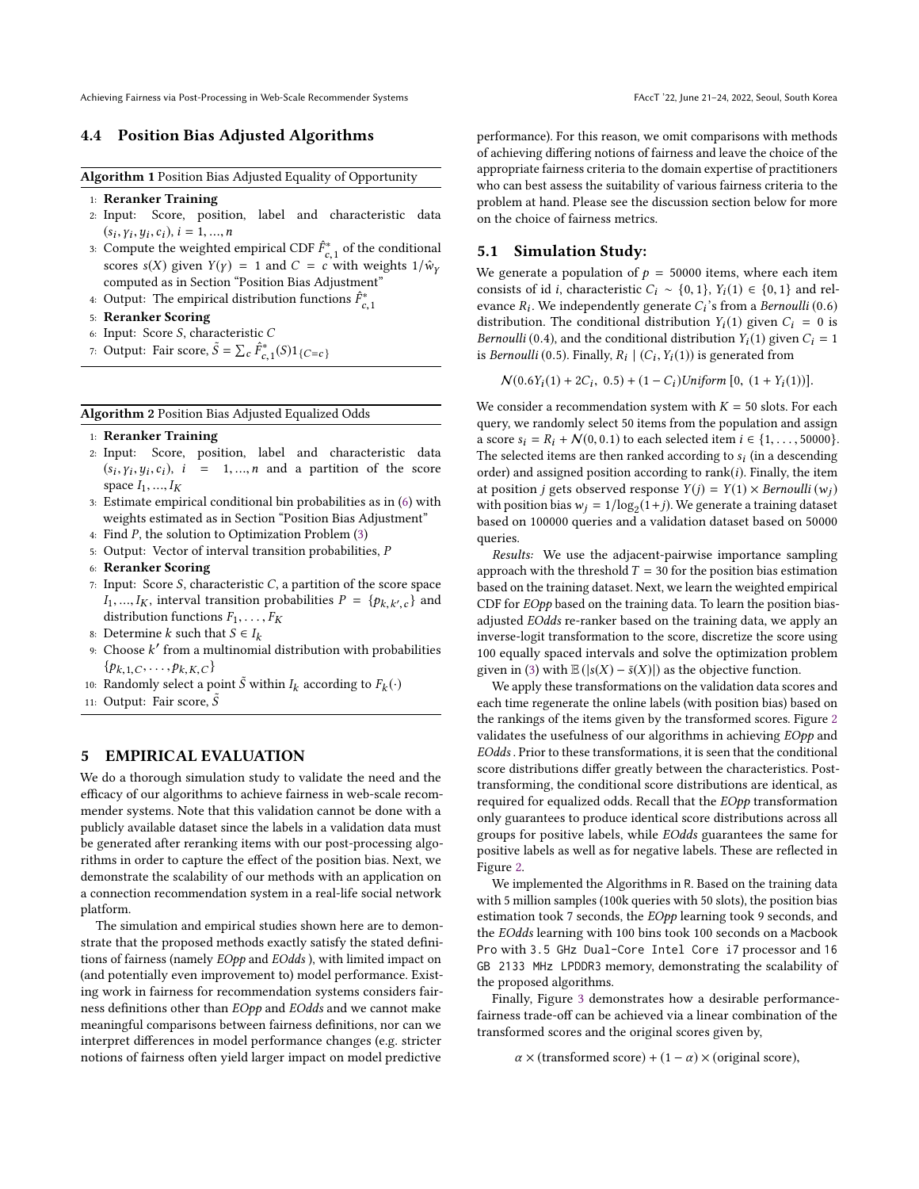### 4.4 Position Bias Adjusted Algorithms

**Algorithm 1** Position Bias Adjusted Equality of Opportunity

1: **Reranker Training**
2: Input: Score, position, label and characteristic data $(s_i, \gamma_i, y_i, c_i)$, $i = 1, ..., n$
3: Compute the weighted empirical CDF $\hat{F}^*_{c,1}$ of the conditional scores $s(X)$ given $Y(\gamma) = 1$ and $C = c$ with weights $1/\hat{w}_Y$ computed as in Section "Position Bias Adjustment"
4: Output: The empirical distribution functions $\hat{F}^*_{c,1}$
5: **Reranker Scoring**
6: Input: Score $S$, characteristic $C$
7: Output: Fair score, $\tilde{S} = \sum_c \hat{F}^*_{c,1}(S)1_{\{C=c\}}$

**Algorithm 2** Position Bias Adjusted Equalized Odds

1: **Reranker Training**
2: Input: Score, position, label and characteristic data $(s_i, \gamma_i, y_i, c_i)$, $i = 1, ..., n$ and a partition of the score space $I_1, ..., I_K$
3: Estimate empirical conditional bin probabilities as in (6) with weights estimated as in Section "Position Bias Adjustment"
4: Find $P$, the solution to Optimization Problem (3)
5: Output: Vector of interval transition probabilities, $P$
6: **Reranker Scoring**
7: Input: Score $S$, characteristic $C$, a partition of the score space $I_1, ..., I_K$, interval transition probabilities $P = \{p_{k,k',c}\}$ and distribution functions $F_1, \ldots, F_K$
8: Determine $k$ such that $S \in I_k$
9: Choose $k'$ from a multinomial distribution with probabilities $\{p_{k,1,C}, \ldots, p_{k,K,C}\}$
10: Randomly select a point $\tilde{S}$ within $I_k$ according to $F_k(\cdot)$
11: Output: Fair score, $\tilde{S}$

## 5 EMPIRICAL EVALUATION

We do a thorough simulation study to validate the need and the efficacy of our algorithms to achieve fairness in web-scale recommender systems. Note that this validation cannot be done with a publicly available dataset since the labels in a validation data must be generated after reranking items with our post-processing algorithms in order to capture the effect of the position bias. Next, we demonstrate the scalability of our methods with an application on a connection recommendation system in a real-life social network platform.

The simulation and empirical studies shown here are to demonstrate that the proposed methods exactly satisfy the stated definitions of fairness (namely *EOpp* and *EOdds* ), with limited impact on (and potentially even improvement to) model performance. Existing work in fairness for recommendation systems considers fairness definitions other than *EOpp* and *EOdds* and we cannot make meaningful comparisons between fairness definitions, nor can we interpret differences in model performance changes (e.g. stricter notions of fairness often yield larger impact on model predictive performance). For this reason, we omit comparisons with methods of achieving differing notions of fairness and leave the choice of the appropriate fairness criteria to the domain expertise of practitioners who can best assess the suitability of various fairness criteria to the problem at hand. Please see the discussion section below for more on the choice of fairness metrics.

### 5.1 Simulation Study:

We generate a population of $p = 50000$ items, where each item consists of id $i$, characteristic $C_i \sim \{0, 1\}$, $Y_i(1) \in \{0, 1\}$ and relevance $R_i$. We independently generate $C_i$'s from a *Bernoulli* $(0.6)$ distribution. The conditional distribution $Y_i(1)$ given $C_i = 0$ is *Bernoulli* $(0.4)$, and the conditional distribution $Y_i(1)$ given $C_i = 1$ is *Bernoulli* $(0.5)$. Finally, $R_i \mid (C_i, Y_i(1))$ is generated from

$$\mathcal{N}(0.6Y_i(1) + 2C_i,\ 0.5) + (1 - C_i)\mathit{Uniform}\ [0,\ (1 + Y_i(1))].$$

We consider a recommendation system with $K = 50$ slots. For each query, we randomly select 50 items from the population and assign a score $s_i = R_i + \mathcal{N}(0, 0.1)$ to each selected item $i \in \{1, \ldots, 50000\}$. The selected items are then ranked according to $s_i$ (in a descending order) and assigned position according to rank$(i)$. Finally, the item at position $j$ gets observed response $Y(j) = Y(1) \times \mathit{Bernoulli}\ (w_j)$ with position bias $w_j = 1/\log_2(1+j)$. We generate a training dataset based on 100000 queries and a validation dataset based on 50000 queries.

*Results:* We use the adjacent-pairwise importance sampling approach with the threshold $T = 30$ for the position bias estimation based on the training dataset. Next, we learn the weighted empirical CDF for *EOpp* based on the training data. To learn the position bias-adjusted *EOdds* re-ranker based on the training data, we apply an inverse-logit transformation to the score, discretize the score using 100 equally spaced intervals and solve the optimization problem given in (3) with $\mathbb{E}\left(|s(X) - \tilde{s}(X)|\right)$ as the objective function.

We apply these transformations on the validation data scores and each time regenerate the online labels (with position bias) based on the rankings of the items given by the transformed scores. Figure 2 validates the usefulness of our algorithms in achieving *EOpp* and *EOdds* . Prior to these transformations, it is seen that the conditional score distributions differ greatly between the characteristics. Post-transforming, the conditional score distributions are identical, as required for equalized odds. Recall that the *EOpp* transformation only guarantees to produce identical score distributions across all groups for positive labels, while *EOdds* guarantees the same for positive labels as well as for negative labels. These are reflected in Figure 2.

We implemented the Algorithms in R. Based on the training data with 5 million samples (100k queries with 50 slots), the position bias estimation took 7 seconds, the *EOpp* learning took 9 seconds, and the *EOdds* learning with 100 bins took 100 seconds on a `Macbook Pro` with `3.5 GHz Dual-Core Intel Core i7` processor and `16 GB 2133 MHz LPDDR3` memory, demonstrating the scalability of the proposed algorithms.

Finally, Figure 3 demonstrates how a desirable performance-fairness trade-off can be achieved via a linear combination of the transformed scores and the original scores given by,

$$\alpha \times (\text{transformed score}) + (1 - \alpha) \times (\text{original score}),$$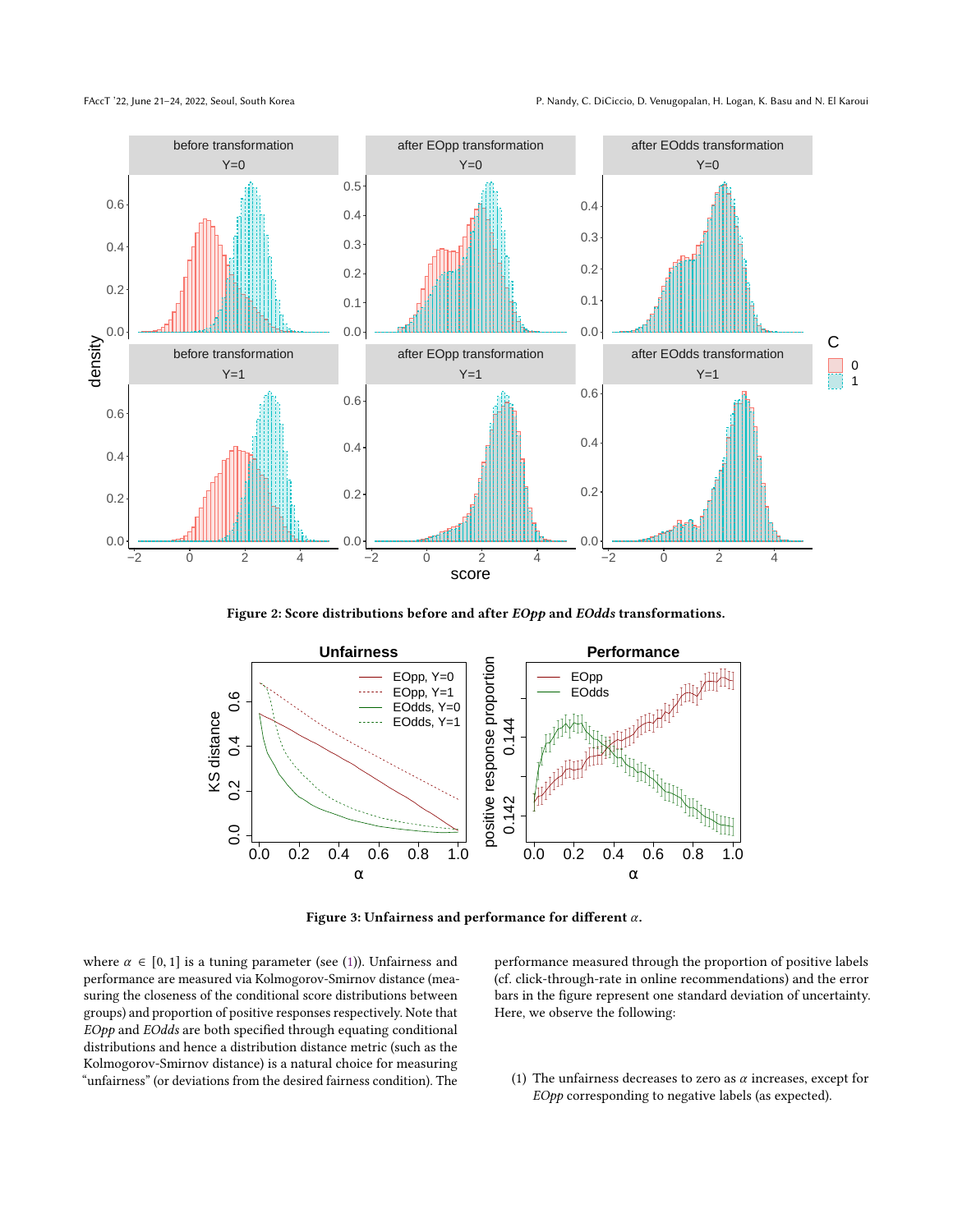before transformation
Y=0

after EOpp transformation
Y=0

after EOdds transformation
Y=0

before transformation
Y=1

after EOpp transformation
Y=1

after EOdds transformation
Y=1

density

score

C
0
1

0.0 0.2 0.4 0.6

0.0 0.1 0.2 0.3 0.4 0.5

0.0 0.1 0.2 0.3 0.4

0.0 0.2 0.4 0.6

−2 0 2 4

**Figure 2: Score distributions before and after *EOpp* and *EOdds* transformations.**

Unfairness

Performance

KS distance

positive response proportion

EOpp, Y=0
EOpp, Y=1
EOdds, Y=0
EOdds, Y=1

EOpp
EOdds

0.0 0.2 0.4 0.6

0.142 0.144

0.0 0.2 0.4 0.6 0.8 1.0

α

**Figure 3: Unfairness and performance for different $\alpha$.**

where $\alpha \in [0, 1]$ is a tuning parameter (see (1)). Unfairness and performance are measured via Kolmogorov-Smirnov distance (measuring the closeness of the conditional score distributions between groups) and proportion of positive responses respectively. Note that *EOpp* and *EOdds* are both specified through equating conditional distributions and hence a distribution distance metric (such as the Kolmogorov-Smirnov distance) is a natural choice for measuring "unfairness" (or deviations from the desired fairness condition). The performance measured through the proportion of positive labels (cf. click-through-rate in online recommendations) and the error bars in the figure represent one standard deviation of uncertainty. Here, we observe the following:

(1) The unfairness decreases to zero as $\alpha$ increases, except for *EOpp* corresponding to negative labels (as expected).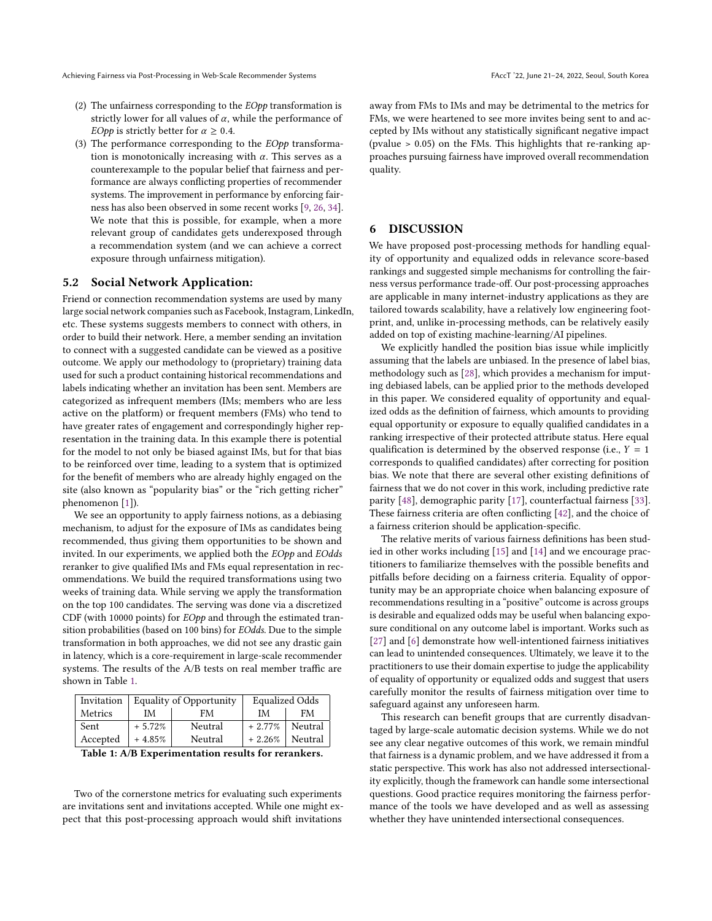(2) The unfairness corresponding to the *EOpp* transformation is strictly lower for all values of $\alpha$, while the performance of *EOpp* is strictly better for $\alpha \geq 0.4$.

(3) The performance corresponding to the *EOpp* transformation is monotonically increasing with $\alpha$. This serves as a counterexample to the popular belief that fairness and performance are always conflicting properties of recommender systems. The improvement in performance by enforcing fairness has also been observed in some recent works [9, 26, 34]. We note that this is possible, for example, when a more relevant group of candidates gets underexposed through a recommendation system (and we can achieve a correct exposure through unfairness mitigation).

## 5.2 Social Network Application:

Friend or connection recommendation systems are used by many large social network companies such as Facebook, Instagram, LinkedIn, etc. These systems suggests members to connect with others, in order to build their network. Here, a member sending an invitation to connect with a suggested candidate can be viewed as a positive outcome. We apply our methodology to (proprietary) training data used for such a product containing historical recommendations and labels indicating whether an invitation has been sent. Members are categorized as infrequent members (IMs; members who are less active on the platform) or frequent members (FMs) who tend to have greater rates of engagement and correspondingly higher representation in the training data. In this example there is potential for the model to not only be biased against IMs, but for that bias to be reinforced over time, leading to a system that is optimized for the benefit of members who are already highly engaged on the site (also known as "popularity bias" or the "rich getting richer" phenomenon [1]).

We see an opportunity to apply fairness notions, as a debiasing mechanism, to adjust for the exposure of IMs as candidates being recommended, thus giving them opportunities to be shown and invited. In our experiments, we applied both the *EOpp* and *EOdds* reranker to give qualified IMs and FMs equal representation in recommendations. We build the required transformations using two weeks of training data. While serving we apply the transformation on the top 100 candidates. The serving was done via a discretized CDF (with 10000 points) for *EOpp* and through the estimated transition probabilities (based on 100 bins) for *EOdds*. Due to the simple transformation in both approaches, we did not see any drastic gain in latency, which is a core-requirement in large-scale recommender systems. The results of the A/B tests on real member traffic are shown in Table 1.

| Invitation | Equality of Opportunity | | Equalized Odds | |
|---|---|---|---|---|
| Metrics | IM | FM | IM | FM |
| Sent | + 5.72% | Neutral | + 2.77% | Neutral |
| Accepted | + 4.85% | Neutral | + 2.26% | Neutral |

**Table 1: A/B Experimentation results for rerankers.**

Two of the cornerstone metrics for evaluating such experiments are invitations sent and invitations accepted. While one might expect that this post-processing approach would shift invitations away from FMs to IMs and may be detrimental to the metrics for FMs, we were heartened to see more invites being sent to and accepted by IMs without any statistically significant negative impact (pvalue > 0.05) on the FMs. This highlights that re-ranking approaches pursuing fairness have improved overall recommendation quality.

# 6 DISCUSSION

We have proposed post-processing methods for handling equality of opportunity and equalized odds in relevance score-based rankings and suggested simple mechanisms for controlling the fairness versus performance trade-off. Our post-processing approaches are applicable in many internet-industry applications as they are tailored towards scalability, have a relatively low engineering footprint, and, unlike in-processing methods, can be relatively easily added on top of existing machine-learning/AI pipelines.

We explicitly handled the position bias issue while implicitly assuming that the labels are unbiased. In the presence of label bias, methodology such as [28], which provides a mechanism for imputing debiased labels, can be applied prior to the methods developed in this paper. We considered equality of opportunity and equalized odds as the definition of fairness, which amounts to providing equal opportunity or exposure to equally qualified candidates in a ranking irrespective of their protected attribute status. Here equal qualification is determined by the observed response (i.e., $Y = 1$ corresponds to qualified candidates) after correcting for position bias. We note that there are several other existing definitions of fairness that we do not cover in this work, including predictive rate parity [48], demographic parity [17], counterfactual fairness [33]. These fairness criteria are often conflicting [42], and the choice of a fairness criterion should be application-specific.

The relative merits of various fairness definitions has been studied in other works including [15] and [14] and we encourage practitioners to familiarize themselves with the possible benefits and pitfalls before deciding on a fairness criteria. Equality of opportunity may be an appropriate choice when balancing exposure of recommendations resulting in a "positive" outcome is across groups is desirable and equalized odds may be useful when balancing exposure conditional on any outcome label is important. Works such as [27] and [6] demonstrate how well-intentioned fairness initiatives can lead to unintended consequences. Ultimately, we leave it to the practitioners to use their domain expertise to judge the applicability of equality of opportunity or equalized odds and suggest that users carefully monitor the results of fairness mitigation over time to safeguard against any unforeseen harm.

This research can benefit groups that are currently disadvantaged by large-scale automatic decision systems. While we do not see any clear negative outcomes of this work, we remain mindful that fairness is a dynamic problem, and we have addressed it from a static perspective. This work has also not addressed intersectionality explicitly, though the framework can handle some intersectional questions. Good practice requires monitoring the fairness performance of the tools we have developed and as well as assessing whether they have unintended intersectional consequences.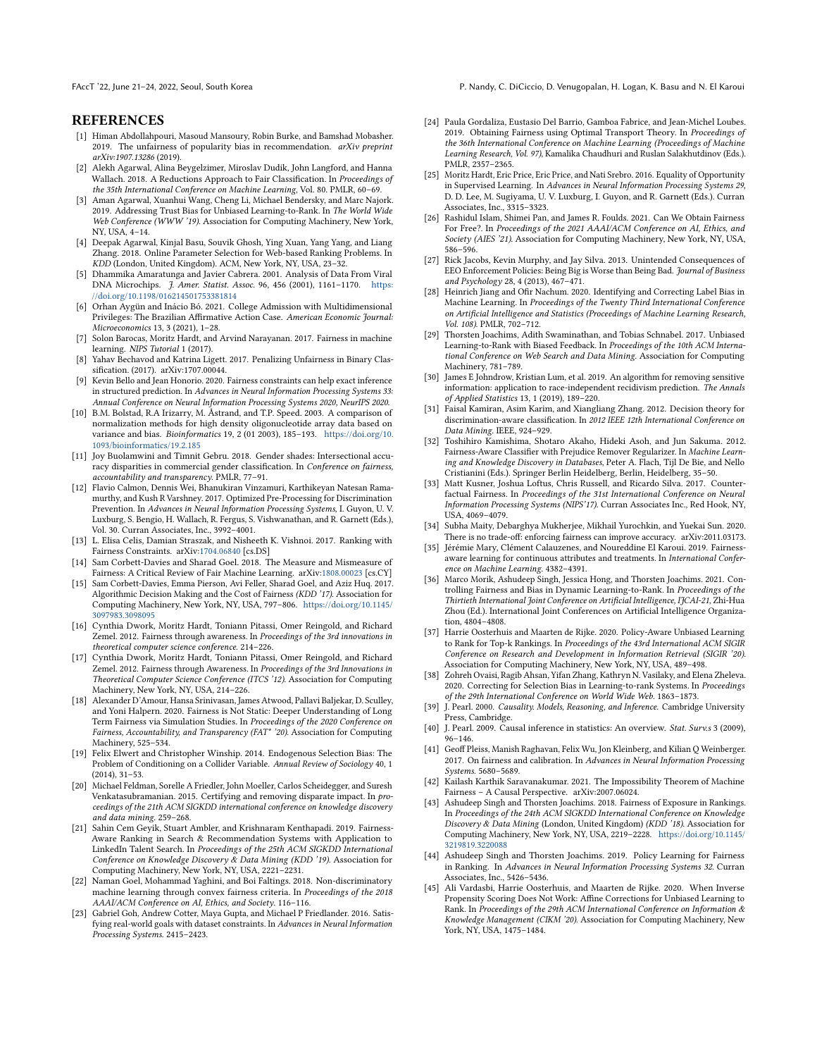## REFERENCES

[1] Himan Abdollahpouri, Masoud Mansoury, Robin Burke, and Bamshad Mobasher. 2019. The unfairness of popularity bias in recommendation. *arXiv preprint arXiv:1907.13286* (2019).

[2] Alekh Agarwal, Alina Beygelzimer, Miroslav Dudik, John Langford, and Hanna Wallach. 2018. A Reductions Approach to Fair Classification. In *Proceedings of the 35th International Conference on Machine Learning*, Vol. 80. PMLR, 60–69.

[3] Aman Agarwal, Xuanhui Wang, Cheng Li, Michael Bendersky, and Marc Najork. 2019. Addressing Trust Bias for Unbiased Learning-to-Rank. In *The World Wide Web Conference (WWW '19)*. Association for Computing Machinery, New York, NY, USA, 4–14.

[4] Deepak Agarwal, Kinjal Basu, Souvik Ghosh, Ying Xuan, Yang Yang, and Liang Zhang. 2018. Online Parameter Selection for Web-based Ranking Problems. In *KDD* (London, United Kingdom). ACM, New York, NY, USA, 23–32.

[5] Dhammika Amaratunga and Javier Cabrera. 2001. Analysis of Data From Viral DNA Microchips. *J. Amer. Statist. Assoc.* 96, 456 (2001), 1161–1170. https://doi.org/10.1198/016214501753381814

[6] Orhan Aygün and Inácio Bó. 2021. College Admission with Multidimensional Privileges: The Brazilian Affirmative Action Case. *American Economic Journal: Microeconomics* 13, 3 (2021), 1–28.

[7] Solon Barocas, Moritz Hardt, and Arvind Narayanan. 2017. Fairness in machine learning. *NIPS Tutorial* 1 (2017).

[8] Yahav Bechavod and Katrina Ligett. 2017. Penalizing Unfairness in Binary Classification. (2017). arXiv:1707.00044.

[9] Kevin Bello and Jean Honorio. 2020. Fairness constraints can help exact inference in structured prediction. In *Advances in Neural Information Processing Systems 33: Annual Conference on Neural Information Processing Systems 2020, NeurIPS 2020*.

[10] B.M. Bolstad, R.A Irizarry, M. Åstrand, and T.P. Speed. 2003. A comparison of normalization methods for high density oligonucleotide array data based on variance and bias. *Bioinformatics* 19, 2 (01 2003), 185–193. https://doi.org/10.1093/bioinformatics/19.2.185

[11] Joy Buolamwini and Timnit Gebru. 2018. Gender shades: Intersectional accuracy disparities in commercial gender classification. In *Conference on fairness, accountability and transparency*. PMLR, 77–91.

[12] Flavio Calmon, Dennis Wei, Bhanukiran Vinzamuri, Karthikeyan Natesan Ramamurthy, and Kush R Varshney. 2017. Optimized Pre-Processing for Discrimination Prevention. In *Advances in Neural Information Processing Systems*, I. Guyon, U. V. Luxburg, S. Bengio, H. Wallach, R. Fergus, S. Vishwanathan, and R. Garnett (Eds.), Vol. 30. Curran Associates, Inc., 3992–4001.

[13] L. Elisa Celis, Damian Straszak, and Nisheeth K. Vishnoi. 2017. Ranking with Fairness Constraints. arXiv:1704.06840 [cs.DS]

[14] Sam Corbett-Davies and Sharad Goel. 2018. The Measure and Mismeasure of Fairness: A Critical Review of Fair Machine Learning. arXiv:1808.00023 [cs.CY]

[15] Sam Corbett-Davies, Emma Pierson, Avi Feller, Sharad Goel, and Aziz Huq. 2017. Algorithmic Decision Making and the Cost of Fairness *(KDD '17)*. Association for Computing Machinery, New York, NY, USA, 797–806. https://doi.org/10.1145/3097983.3098095

[16] Cynthia Dwork, Moritz Hardt, Toniann Pitassi, Omer Reingold, and Richard Zemel. 2012. Fairness through awareness. In *Proceedings of the 3rd innovations in theoretical computer science conference*. 214–226.

[17] Cynthia Dwork, Moritz Hardt, Toniann Pitassi, Omer Reingold, and Richard Zemel. 2012. Fairness through Awareness. In *Proceedings of the 3rd Innovations in Theoretical Computer Science Conference (ITCS '12)*. Association for Computing Machinery, New York, NY, USA, 214–226.

[18] Alexander D'Amour, Hansa Srinivasan, James Atwood, Pallavi Baljekar, D. Sculley, and Yoni Halpern. 2020. Fairness is Not Static: Deeper Understanding of Long Term Fairness via Simulation Studies. In *Proceedings of the 2020 Conference on Fairness, Accountability, and Transparency (FAT* '20)*. Association for Computing Machinery, 525–534.

[19] Felix Elwert and Christopher Winship. 2014. Endogenous Selection Bias: The Problem of Conditioning on a Collider Variable. *Annual Review of Sociology* 40, 1 (2014), 31–53.

[20] Michael Feldman, Sorelle A Friedler, John Moeller, Carlos Scheidegger, and Suresh Venkatasubramanian. 2015. Certifying and removing disparate impact. In *proceedings of the 21th ACM SIGKDD international conference on knowledge discovery and data mining*. 259–268.

[21] Sahin Cem Geyik, Stuart Ambler, and Krishnaram Kenthapadi. 2019. Fairness-Aware Ranking in Search & Recommendation Systems with Application to LinkedIn Talent Search. In *Proceedings of the 25th ACM SIGKDD International Conference on Knowledge Discovery & Data Mining (KDD '19)*. Association for Computing Machinery, New York, NY, USA, 2221–2231.

[22] Naman Goel, Mohammad Yaghini, and Boi Faltings. 2018. Non-discriminatory machine learning through convex fairness criteria. In *Proceedings of the 2018 AAAI/ACM Conference on AI, Ethics, and Society*. 116–116.

[23] Gabriel Goh, Andrew Cotter, Maya Gupta, and Michael P Friedlander. 2016. Satisfying real-world goals with dataset constraints. In *Advances in Neural Information Processing Systems*. 2415–2423.

[24] Paula Gordaliza, Eustasio Del Barrio, Gamboa Fabrice, and Jean-Michel Loubes. 2019. Obtaining Fairness using Optimal Transport Theory. In *Proceedings of the 36th International Conference on Machine Learning (Proceedings of Machine Learning Research, Vol. 97)*, Kamalika Chaudhuri and Ruslan Salakhutdinov (Eds.). PMLR, 2357–2365.

[25] Moritz Hardt, Eric Price, Eric Price, and Nati Srebro. 2016. Equality of Opportunity in Supervised Learning. In *Advances in Neural Information Processing Systems 29*, D. D. Lee, M. Sugiyama, U. V. Luxburg, I. Guyon, and R. Garnett (Eds.). Curran Associates, Inc., 3315–3323.

[26] Rashidul Islam, Shimei Pan, and James R. Foulds. 2021. Can We Obtain Fairness For Free?. In *Proceedings of the 2021 AAAI/ACM Conference on AI, Ethics, and Society (AIES '21)*. Association for Computing Machinery, New York, NY, USA, 586–596.

[27] Rick Jacobs, Kevin Murphy, and Jay Silva. 2013. Unintended Consequences of EEO Enforcement Policies: Being Big is Worse than Being Bad. *Journal of Business and Psychology* 28, 4 (2013), 467–471.

[28] Heinrich Jiang and Ofir Nachum. 2020. Identifying and Correcting Label Bias in Machine Learning. In *Proceedings of the Twenty Third International Conference on Artificial Intelligence and Statistics (Proceedings of Machine Learning Research, Vol. 108)*. PMLR, 702–712.

[29] Thorsten Joachims, Adith Swaminathan, and Tobias Schnabel. 2017. Unbiased Learning-to-Rank with Biased Feedback. In *Proceedings of the 10th ACM International Conference on Web Search and Data Mining*. Association for Computing Machinery, 781–789.

[30] James E Johndrow, Kristian Lum, et al. 2019. An algorithm for removing sensitive information: application to race-independent recidivism prediction. *The Annals of Applied Statistics* 13, 1 (2019), 189–220.

[31] Faisal Kamiran, Asim Karim, and Xiangliang Zhang. 2012. Decision theory for discrimination-aware classification. In *2012 IEEE 12th International Conference on Data Mining*. IEEE, 924–929.

[32] Toshihiro Kamishima, Shotaro Akaho, Hideki Asoh, and Jun Sakuma. 2012. Fairness-Aware Classifier with Prejudice Remover Regularizer. In *Machine Learning and Knowledge Discovery in Databases*, Peter A. Flach, Tijl De Bie, and Nello Cristianini (Eds.). Springer Berlin Heidelberg, Berlin, Heidelberg, 35–50.

[33] Matt Kusner, Joshua Loftus, Chris Russell, and Ricardo Silva. 2017. Counterfactual Fairness. In *Proceedings of the 31st International Conference on Neural Information Processing Systems (NIPS'17)*. Curran Associates Inc., Red Hook, NY, USA, 4069–4079.

[34] Subha Maity, Debarghya Mukherjee, Mikhail Yurochkin, and Yuekai Sun. 2020. There is no trade-off: enforcing fairness can improve accuracy. arXiv:2011.03173.

[35] Jérémie Mary, Clément Calauzenes, and Noureddine El Karoui. 2019. Fairness-aware learning for continuous attributes and treatments. In *International Conference on Machine Learning*. 4382–4391.

[36] Marco Morik, Ashudeep Singh, Jessica Hong, and Thorsten Joachims. 2021. Controlling Fairness and Bias in Dynamic Learning-to-Rank. In *Proceedings of the Thirtieth International Joint Conference on Artificial Intelligence, IJCAI-21*, Zhi-Hua Zhou (Ed.). International Joint Conferences on Artificial Intelligence Organization, 4804–4808.

[37] Harrie Oosterhuis and Maarten de Rijke. 2020. Policy-Aware Unbiased Learning to Rank for Top-k Rankings. In *Proceedings of the 43rd International ACM SIGIR Conference on Research and Development in Information Retrieval (SIGIR '20)*. Association for Computing Machinery, New York, NY, USA, 489–498.

[38] Zohreh Ovaisi, Ragib Ahsan, Yifan Zhang, Kathryn N. Vasilaky, and Elena Zheleva. 2020. Correcting for Selection Bias in Learning-to-rank Systems. In *Proceedings of the 29th International Conference on World Wide Web*. 1863–1873.

[39] J. Pearl. 2000. *Causality. Models, Reasoning, and Inference.* Cambridge University Press, Cambridge.

[40] J. Pearl. 2009. Causal inference in statistics: An overview. *Stat. Surv.s* 3 (2009), 96–146.

[41] Geoff Pleiss, Manish Raghavan, Felix Wu, Jon Kleinberg, and Kilian Q Weinberger. 2017. On fairness and calibration. In *Advances in Neural Information Processing Systems*. 5680–5689.

[42] Kailash Karthik Saravanakumar. 2021. The Impossibility Theorem of Machine Fairness – A Causal Perspective. arXiv:2007.06024.

[43] Ashudeep Singh and Thorsten Joachims. 2018. Fairness of Exposure in Rankings. In *Proceedings of the 24th ACM SIGKDD International Conference on Knowledge Discovery & Data Mining* (London, United Kingdom) *(KDD '18)*. Association for Computing Machinery, New York, NY, USA, 2219–2228. https://doi.org/10.1145/3219819.3220088

[44] Ashudeep Singh and Thorsten Joachims. 2019. Policy Learning for Fairness in Ranking. In *Advances in Neural Information Processing Systems 32*. Curran Associates, Inc., 5426–5436.

[45] Ali Vardasbi, Harrie Oosterhuis, and Maarten de Rijke. 2020. When Inverse Propensity Scoring Does Not Work: Affine Corrections for Unbiased Learning to Rank. In *Proceedings of the 29th ACM International Conference on Information & Knowledge Management (CIKM '20)*. Association for Computing Machinery, New York, NY, USA, 1475–1484.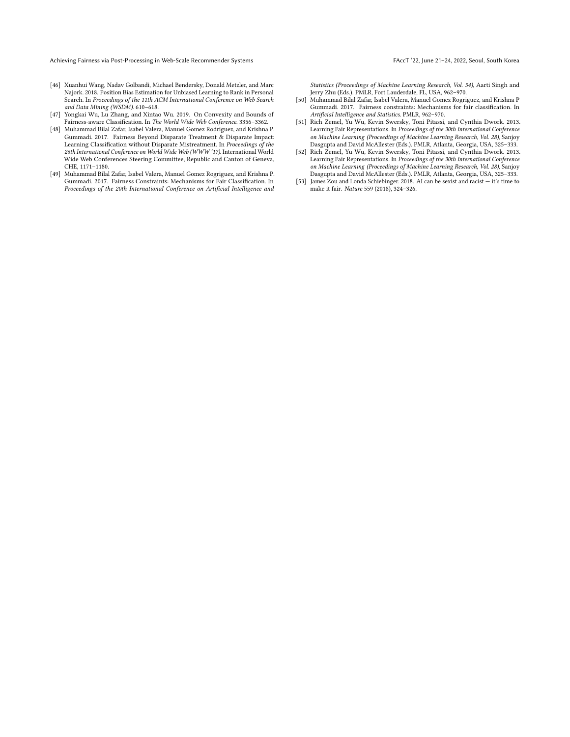[46] Xuanhui Wang, Nadav Golbandi, Michael Bendersky, Donald Metzler, and Marc Najork. 2018. Position Bias Estimation for Unbiased Learning to Rank in Personal Search. In *Proceedings of the 11th ACM International Conference on Web Search and Data Mining (WSDM)*. 610–618.

[47] Yongkai Wu, Lu Zhang, and Xintao Wu. 2019. On Convexity and Bounds of Fairness-aware Classification. In *The World Wide Web Conference*. 3356–3362.

[48] Muhammad Bilal Zafar, Isabel Valera, Manuel Gomez Rodriguez, and Krishna P. Gummadi. 2017. Fairness Beyond Disparate Treatment & Disparate Impact: Learning Classification without Disparate Mistreatment. In *Proceedings of the 26th International Conference on World Wide Web (WWW '17)*. International World Wide Web Conferences Steering Committee, Republic and Canton of Geneva, CHE, 1171–1180.

[49] Muhammad Bilal Zafar, Isabel Valera, Manuel Gomez Rogriguez, and Krishna P. Gummadi. 2017. Fairness Constraints: Mechanisms for Fair Classification. In *Proceedings of the 20th International Conference on Artificial Intelligence and Statistics (Proceedings of Machine Learning Research, Vol. 54)*, Aarti Singh and Jerry Zhu (Eds.). PMLR, Fort Lauderdale, FL, USA, 962–970.

[50] Muhammad Bilal Zafar, Isabel Valera, Manuel Gomez Rogriguez, and Krishna P Gummadi. 2017. Fairness constraints: Mechanisms for fair classification. In *Artificial Intelligence and Statistics*. PMLR, 962–970.

[51] Rich Zemel, Yu Wu, Kevin Swersky, Toni Pitassi, and Cynthia Dwork. 2013. Learning Fair Representations. In *Proceedings of the 30th International Conference on Machine Learning (Proceedings of Machine Learning Research, Vol. 28)*, Sanjoy Dasgupta and David McAllester (Eds.). PMLR, Atlanta, Georgia, USA, 325–333.

[52] Rich Zemel, Yu Wu, Kevin Swersky, Toni Pitassi, and Cynthia Dwork. 2013. Learning Fair Representations. In *Proceedings of the 30th International Conference on Machine Learning (Proceedings of Machine Learning Research, Vol. 28)*, Sanjoy Dasgupta and David McAllester (Eds.). PMLR, Atlanta, Georgia, USA, 325–333.

[53] James Zou and Londa Schiebinger. 2018. AI can be sexist and racist — it's time to make it fair. *Nature* 559 (2018), 324–326.